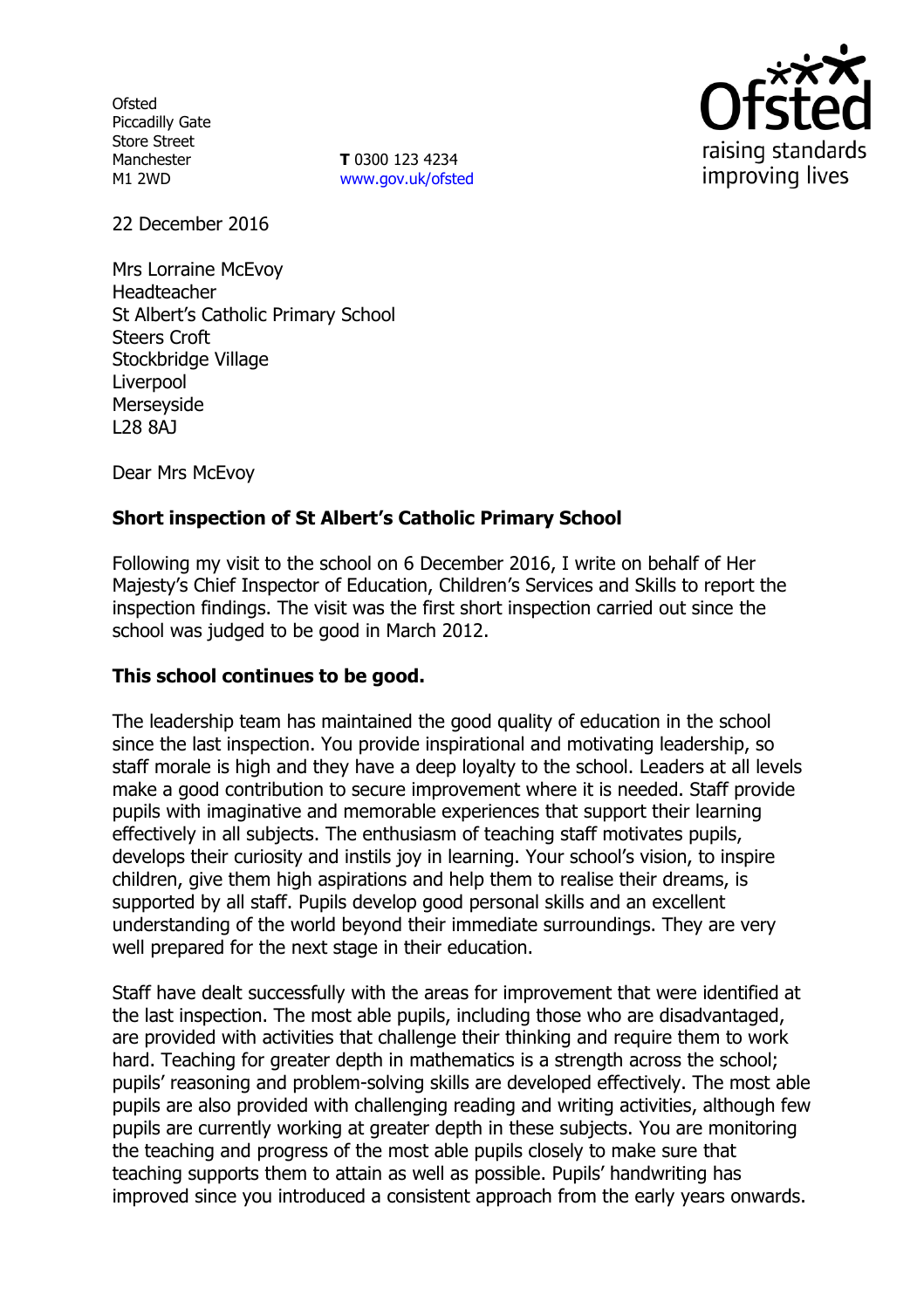Ofsted
Piccadilly Gate
Store Street
Manchester
M1 2WD

**T** 0300 123 4234
www.gov.uk/ofsted

22 December 2016

Mrs Lorraine McEvoy
Headteacher
St Albert's Catholic Primary School
Steers Croft
Stockbridge Village
Liverpool
Merseyside
L28 8AJ

Dear Mrs McEvoy

**Short inspection of St Albert's Catholic Primary School**

Following my visit to the school on 6 December 2016, I write on behalf of Her Majesty's Chief Inspector of Education, Children's Services and Skills to report the inspection findings. The visit was the first short inspection carried out since the school was judged to be good in March 2012.

**This school continues to be good.**

The leadership team has maintained the good quality of education in the school since the last inspection. You provide inspirational and motivating leadership, so staff morale is high and they have a deep loyalty to the school. Leaders at all levels make a good contribution to secure improvement where it is needed. Staff provide pupils with imaginative and memorable experiences that support their learning effectively in all subjects. The enthusiasm of teaching staff motivates pupils, develops their curiosity and instils joy in learning. Your school's vision, to inspire children, give them high aspirations and help them to realise their dreams, is supported by all staff. Pupils develop good personal skills and an excellent understanding of the world beyond their immediate surroundings. They are very well prepared for the next stage in their education.

Staff have dealt successfully with the areas for improvement that were identified at the last inspection. The most able pupils, including those who are disadvantaged, are provided with activities that challenge their thinking and require them to work hard. Teaching for greater depth in mathematics is a strength across the school; pupils' reasoning and problem-solving skills are developed effectively. The most able pupils are also provided with challenging reading and writing activities, although few pupils are currently working at greater depth in these subjects. You are monitoring the teaching and progress of the most able pupils closely to make sure that teaching supports them to attain as well as possible. Pupils' handwriting has improved since you introduced a consistent approach from the early years onwards.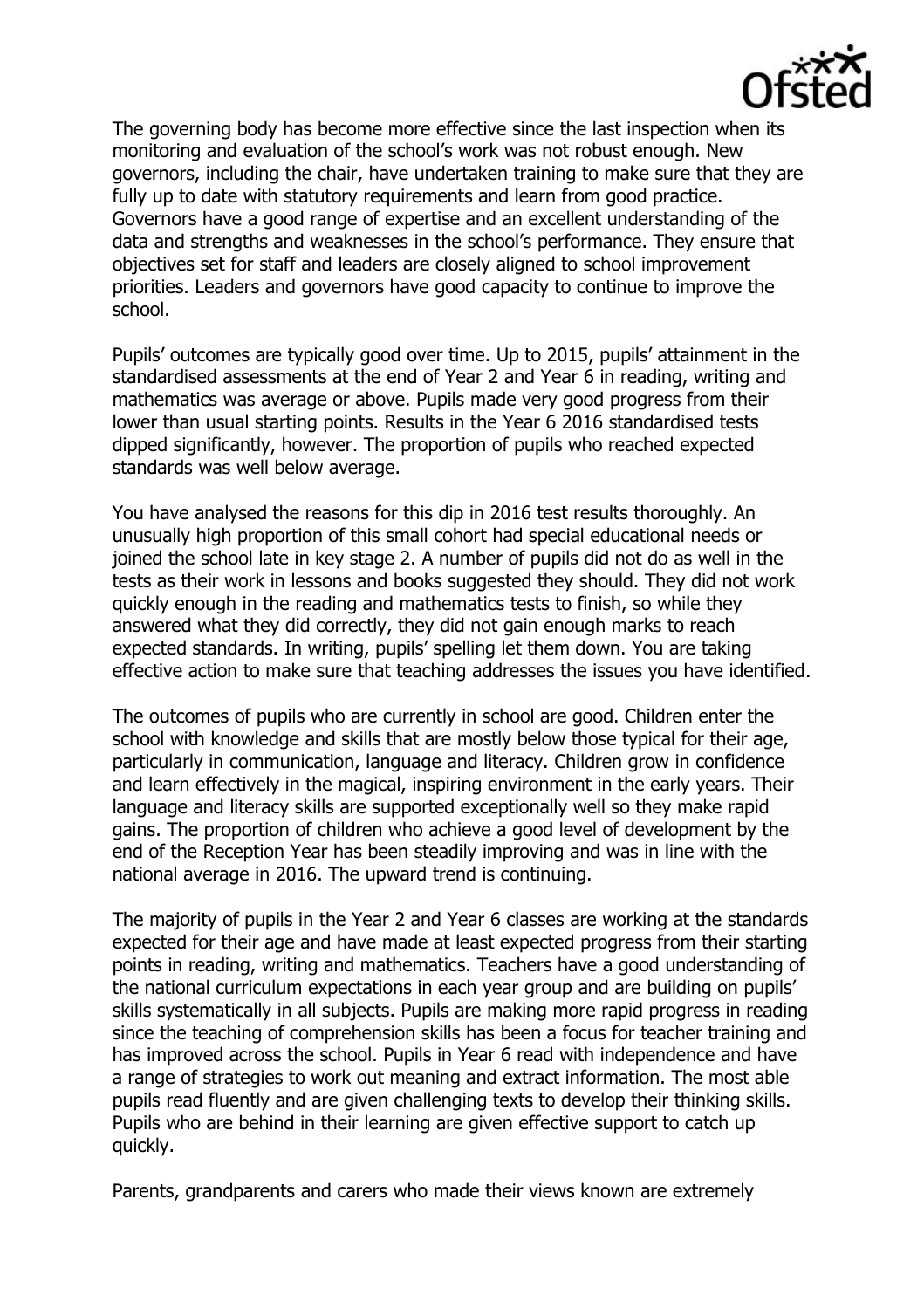The governing body has become more effective since the last inspection when its monitoring and evaluation of the school's work was not robust enough. New governors, including the chair, have undertaken training to make sure that they are fully up to date with statutory requirements and learn from good practice. Governors have a good range of expertise and an excellent understanding of the data and strengths and weaknesses in the school's performance. They ensure that objectives set for staff and leaders are closely aligned to school improvement priorities. Leaders and governors have good capacity to continue to improve the school.

Pupils' outcomes are typically good over time. Up to 2015, pupils' attainment in the standardised assessments at the end of Year 2 and Year 6 in reading, writing and mathematics was average or above. Pupils made very good progress from their lower than usual starting points. Results in the Year 6 2016 standardised tests dipped significantly, however. The proportion of pupils who reached expected standards was well below average.

You have analysed the reasons for this dip in 2016 test results thoroughly. An unusually high proportion of this small cohort had special educational needs or joined the school late in key stage 2. A number of pupils did not do as well in the tests as their work in lessons and books suggested they should. They did not work quickly enough in the reading and mathematics tests to finish, so while they answered what they did correctly, they did not gain enough marks to reach expected standards. In writing, pupils' spelling let them down. You are taking effective action to make sure that teaching addresses the issues you have identified.

The outcomes of pupils who are currently in school are good. Children enter the school with knowledge and skills that are mostly below those typical for their age, particularly in communication, language and literacy. Children grow in confidence and learn effectively in the magical, inspiring environment in the early years. Their language and literacy skills are supported exceptionally well so they make rapid gains. The proportion of children who achieve a good level of development by the end of the Reception Year has been steadily improving and was in line with the national average in 2016. The upward trend is continuing.

The majority of pupils in the Year 2 and Year 6 classes are working at the standards expected for their age and have made at least expected progress from their starting points in reading, writing and mathematics. Teachers have a good understanding of the national curriculum expectations in each year group and are building on pupils' skills systematically in all subjects. Pupils are making more rapid progress in reading since the teaching of comprehension skills has been a focus for teacher training and has improved across the school. Pupils in Year 6 read with independence and have a range of strategies to work out meaning and extract information. The most able pupils read fluently and are given challenging texts to develop their thinking skills. Pupils who are behind in their learning are given effective support to catch up quickly.

Parents, grandparents and carers who made their views known are extremely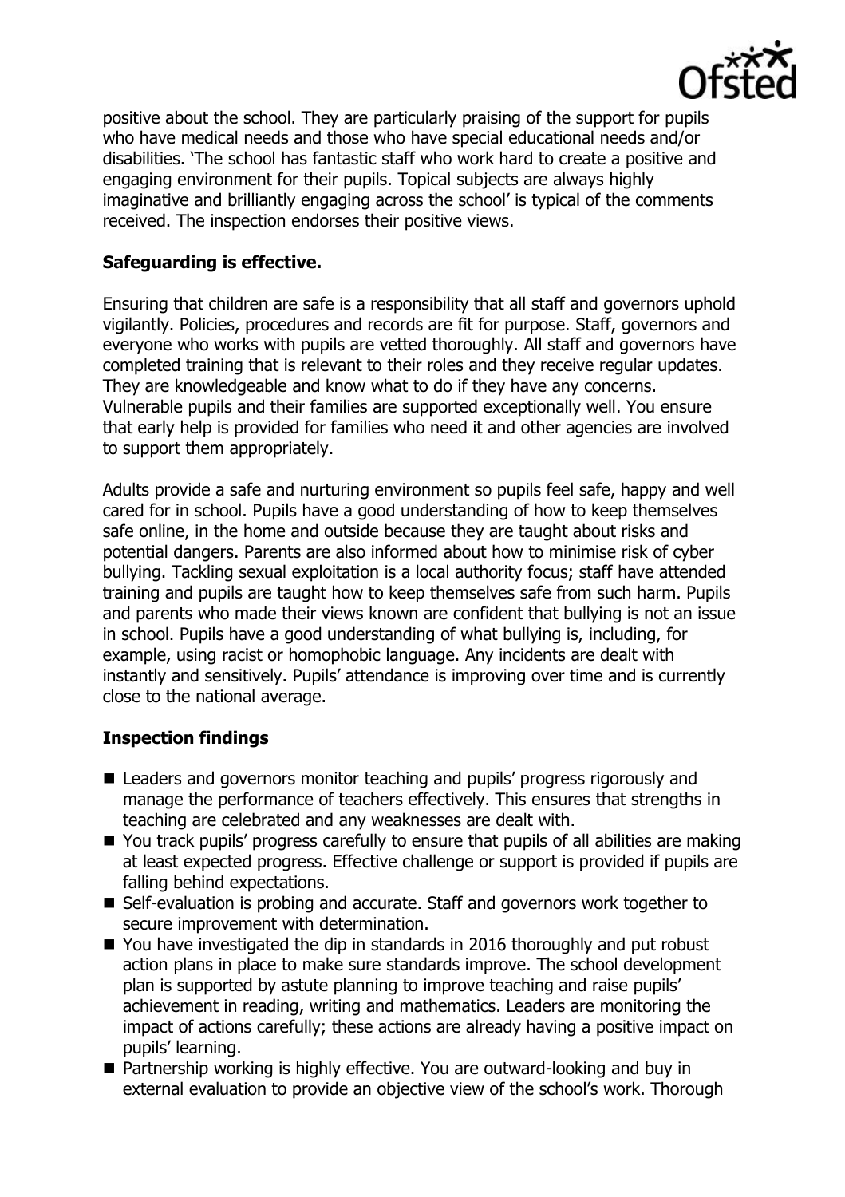positive about the school. They are particularly praising of the support for pupils who have medical needs and those who have special educational needs and/or disabilities. 'The school has fantastic staff who work hard to create a positive and engaging environment for their pupils. Topical subjects are always highly imaginative and brilliantly engaging across the school' is typical of the comments received. The inspection endorses their positive views.

## Safeguarding is effective.

Ensuring that children are safe is a responsibility that all staff and governors uphold vigilantly. Policies, procedures and records are fit for purpose. Staff, governors and everyone who works with pupils are vetted thoroughly. All staff and governors have completed training that is relevant to their roles and they receive regular updates. They are knowledgeable and know what to do if they have any concerns. Vulnerable pupils and their families are supported exceptionally well. You ensure that early help is provided for families who need it and other agencies are involved to support them appropriately.

Adults provide a safe and nurturing environment so pupils feel safe, happy and well cared for in school. Pupils have a good understanding of how to keep themselves safe online, in the home and outside because they are taught about risks and potential dangers. Parents are also informed about how to minimise risk of cyber bullying. Tackling sexual exploitation is a local authority focus; staff have attended training and pupils are taught how to keep themselves safe from such harm. Pupils and parents who made their views known are confident that bullying is not an issue in school. Pupils have a good understanding of what bullying is, including, for example, using racist or homophobic language. Any incidents are dealt with instantly and sensitively. Pupils' attendance is improving over time and is currently close to the national average.

## Inspection findings

- Leaders and governors monitor teaching and pupils' progress rigorously and manage the performance of teachers effectively. This ensures that strengths in teaching are celebrated and any weaknesses are dealt with.
- You track pupils' progress carefully to ensure that pupils of all abilities are making at least expected progress. Effective challenge or support is provided if pupils are falling behind expectations.
- Self-evaluation is probing and accurate. Staff and governors work together to secure improvement with determination.
- You have investigated the dip in standards in 2016 thoroughly and put robust action plans in place to make sure standards improve. The school development plan is supported by astute planning to improve teaching and raise pupils' achievement in reading, writing and mathematics. Leaders are monitoring the impact of actions carefully; these actions are already having a positive impact on pupils' learning.
- Partnership working is highly effective. You are outward-looking and buy in external evaluation to provide an objective view of the school's work. Thorough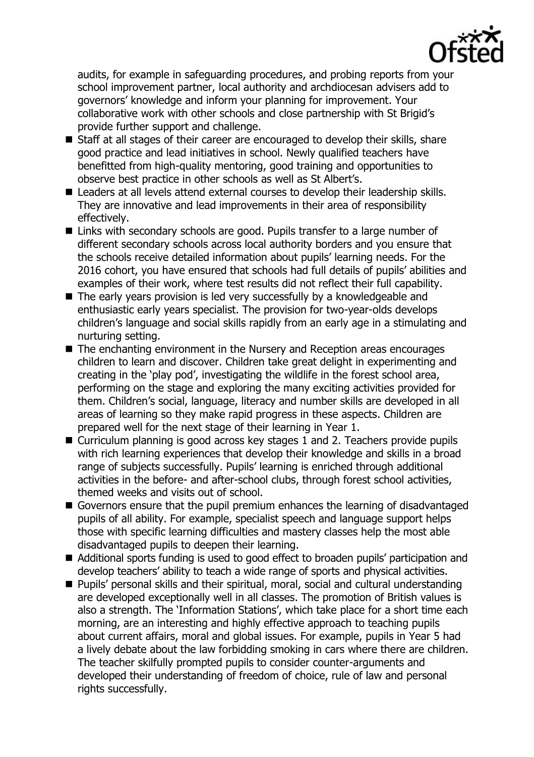audits, for example in safeguarding procedures, and probing reports from your school improvement partner, local authority and archdiocesan advisers add to governors' knowledge and inform your planning for improvement. Your collaborative work with other schools and close partnership with St Brigid's provide further support and challenge.

- Staff at all stages of their career are encouraged to develop their skills, share good practice and lead initiatives in school. Newly qualified teachers have benefitted from high-quality mentoring, good training and opportunities to observe best practice in other schools as well as St Albert's.
- Leaders at all levels attend external courses to develop their leadership skills. They are innovative and lead improvements in their area of responsibility effectively.
- Links with secondary schools are good. Pupils transfer to a large number of different secondary schools across local authority borders and you ensure that the schools receive detailed information about pupils' learning needs. For the 2016 cohort, you have ensured that schools had full details of pupils' abilities and examples of their work, where test results did not reflect their full capability.
- The early years provision is led very successfully by a knowledgeable and enthusiastic early years specialist. The provision for two-year-olds develops children's language and social skills rapidly from an early age in a stimulating and nurturing setting.
- The enchanting environment in the Nursery and Reception areas encourages children to learn and discover. Children take great delight in experimenting and creating in the 'play pod', investigating the wildlife in the forest school area, performing on the stage and exploring the many exciting activities provided for them. Children's social, language, literacy and number skills are developed in all areas of learning so they make rapid progress in these aspects. Children are prepared well for the next stage of their learning in Year 1.
- Curriculum planning is good across key stages 1 and 2. Teachers provide pupils with rich learning experiences that develop their knowledge and skills in a broad range of subjects successfully. Pupils' learning is enriched through additional activities in the before- and after-school clubs, through forest school activities, themed weeks and visits out of school.
- Governors ensure that the pupil premium enhances the learning of disadvantaged pupils of all ability. For example, specialist speech and language support helps those with specific learning difficulties and mastery classes help the most able disadvantaged pupils to deepen their learning.
- Additional sports funding is used to good effect to broaden pupils' participation and develop teachers' ability to teach a wide range of sports and physical activities.
- Pupils' personal skills and their spiritual, moral, social and cultural understanding are developed exceptionally well in all classes. The promotion of British values is also a strength. The 'Information Stations', which take place for a short time each morning, are an interesting and highly effective approach to teaching pupils about current affairs, moral and global issues. For example, pupils in Year 5 had a lively debate about the law forbidding smoking in cars where there are children. The teacher skilfully prompted pupils to consider counter-arguments and developed their understanding of freedom of choice, rule of law and personal rights successfully.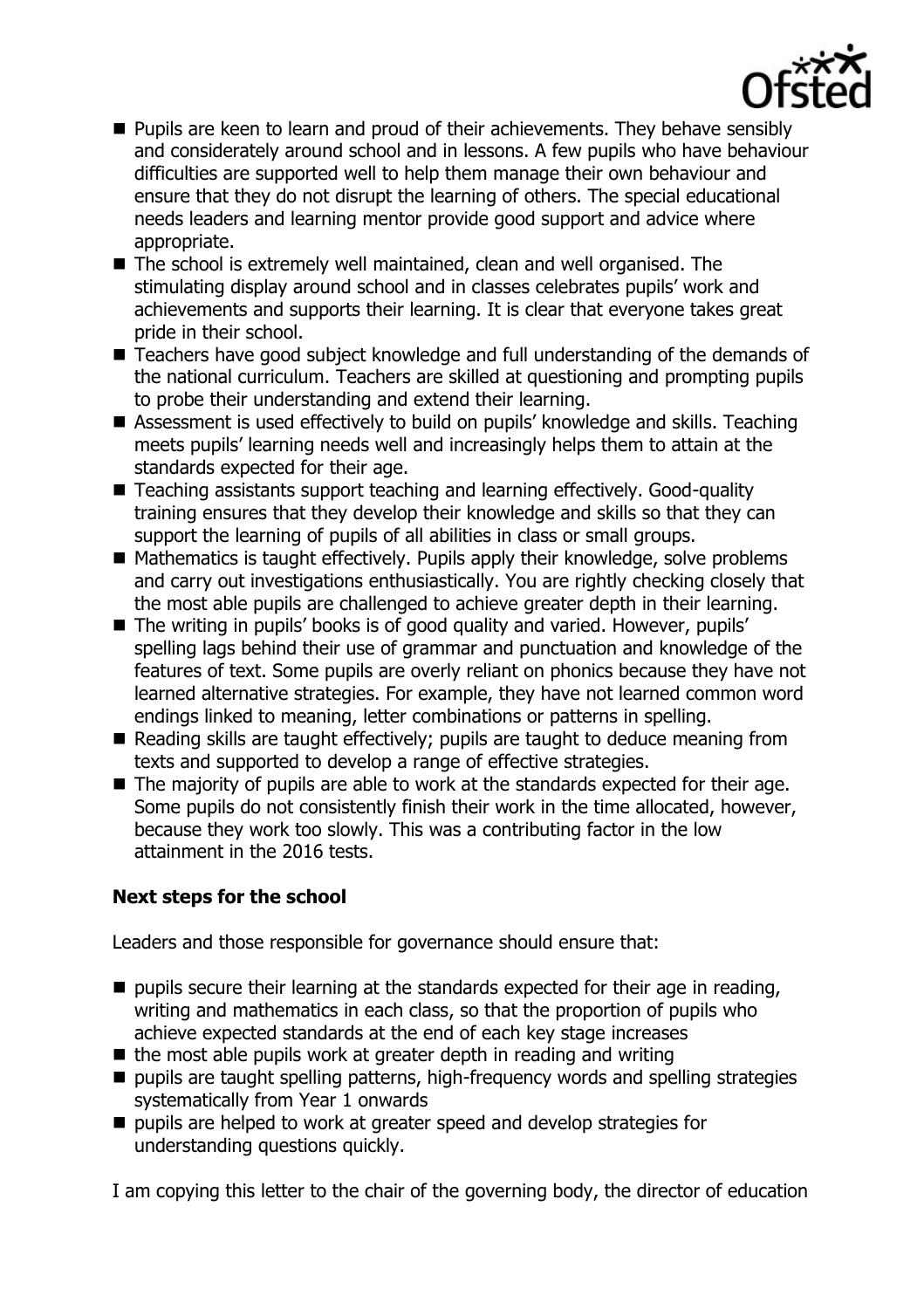- Pupils are keen to learn and proud of their achievements. They behave sensibly and considerately around school and in lessons. A few pupils who have behaviour difficulties are supported well to help them manage their own behaviour and ensure that they do not disrupt the learning of others. The special educational needs leaders and learning mentor provide good support and advice where appropriate.
- The school is extremely well maintained, clean and well organised. The stimulating display around school and in classes celebrates pupils' work and achievements and supports their learning. It is clear that everyone takes great pride in their school.
- Teachers have good subject knowledge and full understanding of the demands of the national curriculum. Teachers are skilled at questioning and prompting pupils to probe their understanding and extend their learning.
- Assessment is used effectively to build on pupils' knowledge and skills. Teaching meets pupils' learning needs well and increasingly helps them to attain at the standards expected for their age.
- Teaching assistants support teaching and learning effectively. Good-quality training ensures that they develop their knowledge and skills so that they can support the learning of pupils of all abilities in class or small groups.
- Mathematics is taught effectively. Pupils apply their knowledge, solve problems and carry out investigations enthusiastically. You are rightly checking closely that the most able pupils are challenged to achieve greater depth in their learning.
- The writing in pupils' books is of good quality and varied. However, pupils' spelling lags behind their use of grammar and punctuation and knowledge of the features of text. Some pupils are overly reliant on phonics because they have not learned alternative strategies. For example, they have not learned common word endings linked to meaning, letter combinations or patterns in spelling.
- Reading skills are taught effectively; pupils are taught to deduce meaning from texts and supported to develop a range of effective strategies.
- The majority of pupils are able to work at the standards expected for their age. Some pupils do not consistently finish their work in the time allocated, however, because they work too slowly. This was a contributing factor in the low attainment in the 2016 tests.

## Next steps for the school

Leaders and those responsible for governance should ensure that:

- pupils secure their learning at the standards expected for their age in reading, writing and mathematics in each class, so that the proportion of pupils who achieve expected standards at the end of each key stage increases
- the most able pupils work at greater depth in reading and writing
- pupils are taught spelling patterns, high-frequency words and spelling strategies systematically from Year 1 onwards
- pupils are helped to work at greater speed and develop strategies for understanding questions quickly.

I am copying this letter to the chair of the governing body, the director of education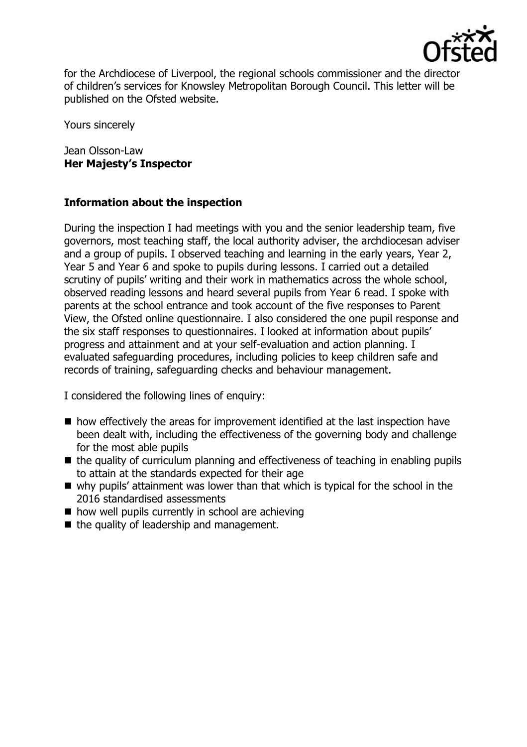for the Archdiocese of Liverpool, the regional schools commissioner and the director of children's services for Knowsley Metropolitan Borough Council. This letter will be published on the Ofsted website.

Yours sincerely

Jean Olsson-Law
**Her Majesty's Inspector**

## Information about the inspection

During the inspection I had meetings with you and the senior leadership team, five governors, most teaching staff, the local authority adviser, the archdiocesan adviser and a group of pupils. I observed teaching and learning in the early years, Year 2, Year 5 and Year 6 and spoke to pupils during lessons. I carried out a detailed scrutiny of pupils' writing and their work in mathematics across the whole school, observed reading lessons and heard several pupils from Year 6 read. I spoke with parents at the school entrance and took account of the five responses to Parent View, the Ofsted online questionnaire. I also considered the one pupil response and the six staff responses to questionnaires. I looked at information about pupils' progress and attainment and at your self-evaluation and action planning. I evaluated safeguarding procedures, including policies to keep children safe and records of training, safeguarding checks and behaviour management.

I considered the following lines of enquiry:

- how effectively the areas for improvement identified at the last inspection have been dealt with, including the effectiveness of the governing body and challenge for the most able pupils
- the quality of curriculum planning and effectiveness of teaching in enabling pupils to attain at the standards expected for their age
- why pupils' attainment was lower than that which is typical for the school in the 2016 standardised assessments
- how well pupils currently in school are achieving
- the quality of leadership and management.